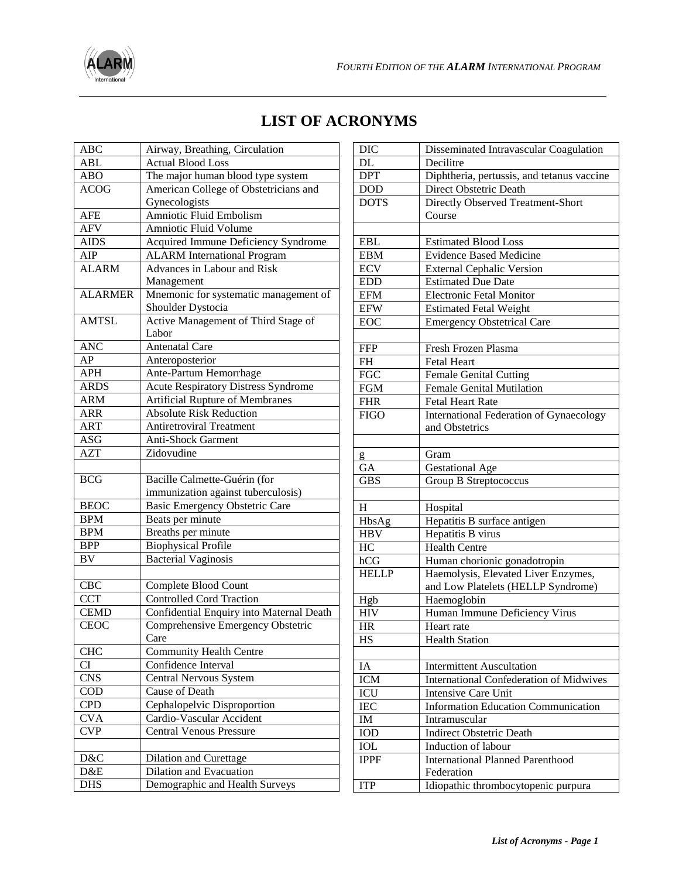# LIST OF ACRONYMS

| | |
|---|---|
| ABC | Airway, Breathing, Circulation |
| ABL | Actual Blood Loss |
| ABO | The major human blood type system |
| ACOG | American College of Obstetricians and Gynecologists |
| AFE | Amniotic Fluid Embolism |
| AFV | Amniotic Fluid Volume |
| AIDS | Acquired Immune Deficiency Syndrome |
| AIP | ALARM International Program |
| ALARM | Advances in Labour and Risk Management |
| ALARMER | Mnemonic for systematic management of Shoulder Dystocia |
| AMTSL | Active Management of Third Stage of Labor |
| ANC | Antenatal Care |
| AP | Anteroposterior |
| APH | Ante-Partum Hemorrhage |
| ARDS | Acute Respiratory Distress Syndrome |
| ARM | Artificial Rupture of Membranes |
| ARR | Absolute Risk Reduction |
| ART | Antiretroviral Treatment |
| ASG | Anti-Shock Garment |
| AZT | Zidovudine |
| | |
| BCG | Bacille Calmette-Guérin (for immunization against tuberculosis) |
| BEOC | Basic Emergency Obstetric Care |
| BPM | Beats per minute |
| BPM | Breaths per minute |
| BPP | Biophysical Profile |
| BV | Bacterial Vaginosis |
| | |
| CBC | Complete Blood Count |
| CCT | Controlled Cord Traction |
| CEMD | Confidential Enquiry into Maternal Death |
| CEOC | Comprehensive Emergency Obstetric Care |
| CHC | Community Health Centre |
| CI | Confidence Interval |
| CNS | Central Nervous System |
| COD | Cause of Death |
| CPD | Cephalopelvic Disproportion |
| CVA | Cardio-Vascular Accident |
| CVP | Central Venous Pressure |
| | |
| D&C | Dilation and Curettage |
| D&E | Dilation and Evacuation |
| DHS | Demographic and Health Surveys |
| DIC | Disseminated Intravascular Coagulation |
| DL | Decilitre |
| DPT | Diphtheria, pertussis, and tetanus vaccine |
| DOD | Direct Obstetric Death |
| DOTS | Directly Observed Treatment-Short Course |
| | |
| EBL | Estimated Blood Loss |
| EBM | Evidence Based Medicine |
| ECV | External Cephalic Version |
| EDD | Estimated Due Date |
| EFM | Electronic Fetal Monitor |
| EFW | Estimated Fetal Weight |
| EOC | Emergency Obstetrical Care |
| | |
| FFP | Fresh Frozen Plasma |
| FH | Fetal Heart |
| FGC | Female Genital Cutting |
| FGM | Female Genital Mutilation |
| FHR | Fetal Heart Rate |
| FIGO | International Federation of Gynaecology and Obstetrics |
| | |
| g | Gram |
| GA | Gestational Age |
| GBS | Group B Streptococcus |
| | |
| H | Hospital |
| HbsAg | Hepatitis B surface antigen |
| HBV | Hepatitis B virus |
| HC | Health Centre |
| hCG | Human chorionic gonadotropin |
| HELLP | Haemolysis, Elevated Liver Enzymes, and Low Platelets (HELLP Syndrome) |
| Hgb | Haemoglobin |
| HIV | Human Immune Deficiency Virus |
| HR | Heart rate |
| HS | Health Station |
| | |
| IA | Intermittent Auscultation |
| ICM | International Confederation of Midwives |
| ICU | Intensive Care Unit |
| IEC | Information Education Communication |
| IM | Intramuscular |
| IOD | Indirect Obstetric Death |
| IOL | Induction of labour |
| IPPF | International Planned Parenthood Federation |
| ITP | Idiopathic thrombocytopenic purpura |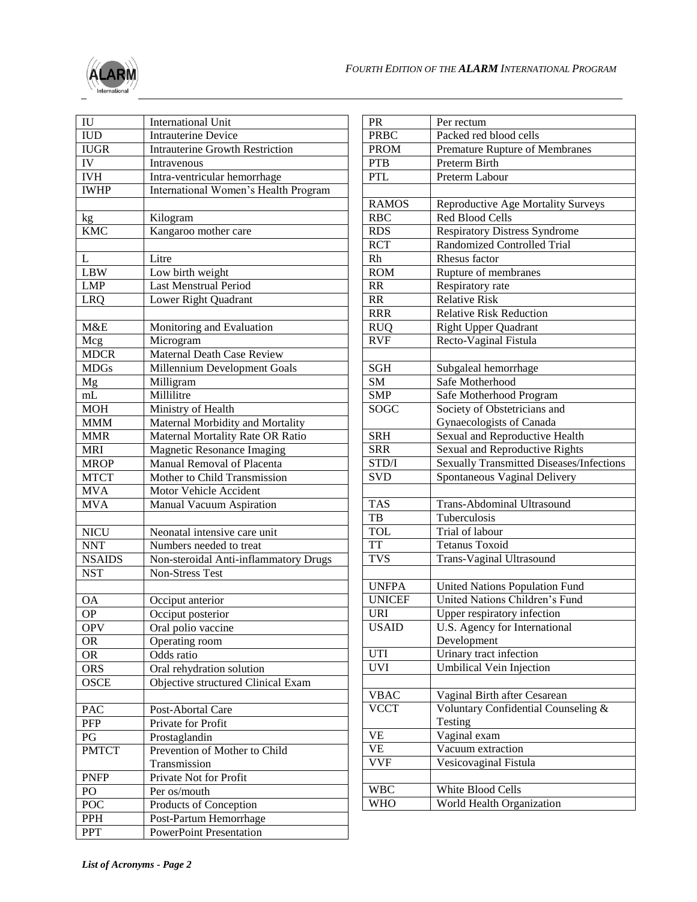| | |
|---|---|
| IU | International Unit |
| IUD | Intrauterine Device |
| IUGR | Intrauterine Growth Restriction |
| IV | Intravenous |
| IVH | Intra-ventricular hemorrhage |
| IWHP | International Women's Health Program |
| | |
| kg | Kilogram |
| KMC | Kangaroo mother care |
| | |
| L | Litre |
| LBW | Low birth weight |
| LMP | Last Menstrual Period |
| LRQ | Lower Right Quadrant |
| | |
| M&E | Monitoring and Evaluation |
| Mcg | Microgram |
| MDCR | Maternal Death Case Review |
| MDGs | Millennium Development Goals |
| Mg | Milligram |
| mL | Millilitre |
| MOH | Ministry of Health |
| MMM | Maternal Morbidity and Mortality |
| MMR | Maternal Mortality Rate OR Ratio |
| MRI | Magnetic Resonance Imaging |
| MROP | Manual Removal of Placenta |
| MTCT | Mother to Child Transmission |
| MVA | Motor Vehicle Accident |
| MVA | Manual Vacuum Aspiration |
| | |
| NICU | Neonatal intensive care unit |
| NNT | Numbers needed to treat |
| NSAIDS | Non-steroidal Anti-inflammatory Drugs |
| NST | Non-Stress Test |
| | |
| OA | Occiput anterior |
| OP | Occiput posterior |
| OPV | Oral polio vaccine |
| OR | Operating room |
| OR | Odds ratio |
| ORS | Oral rehydration solution |
| OSCE | Objective structured Clinical Exam |
| | |
| PAC | Post-Abortal Care |
| PFP | Private for Profit |
| PG | Prostaglandin |
| PMTCT | Prevention of Mother to Child Transmission |
| PNFP | Private Not for Profit |
| PO | Per os/mouth |
| POC | Products of Conception |
| PPH | Post-Partum Hemorrhage |
| PPT | PowerPoint Presentation |
| PR | Per rectum |
| PRBC | Packed red blood cells |
| PROM | Premature Rupture of Membranes |
| PTB | Preterm Birth |
| PTL | Preterm Labour |
| | |
| RAMOS | Reproductive Age Mortality Surveys |
| RBC | Red Blood Cells |
| RDS | Respiratory Distress Syndrome |
| RCT | Randomized Controlled Trial |
| Rh | Rhesus factor |
| ROM | Rupture of membranes |
| RR | Respiratory rate |
| RR | Relative Risk |
| RRR | Relative Risk Reduction |
| RUQ | Right Upper Quadrant |
| RVF | Recto-Vaginal Fistula |
| | |
| SGH | Subgaleal hemorrhage |
| SM | Safe Motherhood |
| SMP | Safe Motherhood Program |
| SOGC | Society of Obstetricians and Gynaecologists of Canada |
| SRH | Sexual and Reproductive Health |
| SRR | Sexual and Reproductive Rights |
| STD/I | Sexually Transmitted Diseases/Infections |
| SVD | Spontaneous Vaginal Delivery |
| | |
| TAS | Trans-Abdominal Ultrasound |
| TB | Tuberculosis |
| TOL | Trial of labour |
| TT | Tetanus Toxoid |
| TVS | Trans-Vaginal Ultrasound |
| | |
| UNFPA | United Nations Population Fund |
| UNICEF | United Nations Children's Fund |
| URI | Upper respiratory infection |
| USAID | U.S. Agency for International Development |
| UTI | Urinary tract infection |
| UVI | Umbilical Vein Injection |
| | |
| VBAC | Vaginal Birth after Cesarean |
| VCCT | Voluntary Confidential Counseling & Testing |
| VE | Vaginal exam |
| VE | Vacuum extraction |
| VVF | Vesicovaginal Fistula |
| | |
| WBC | White Blood Cells |
| WHO | World Health Organization |